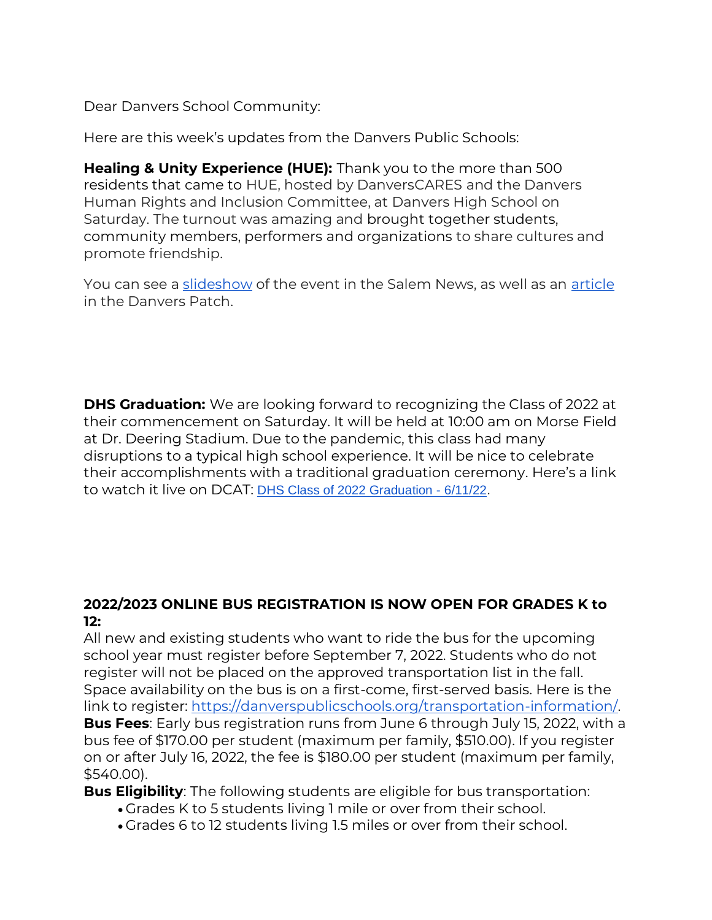Dear Danvers School Community:

Here are this week's updates from the Danvers Public Schools:

**Healing & Unity Experience (HUE):** Thank you to the more than 500 residents that came to HUE, hosted by DanversCARES and the Danvers Human Rights and Inclusion Committee, at Danvers High School on Saturday. The turnout was amazing and brought together students, community members, performers and organizations to share cultures and promote friendship.

You can see a slideshow of the event in the Salem News, as well as an article in the Danvers Patch.

**DHS Graduation:** We are looking forward to recognizing the Class of 2022 at their commencement on Saturday. It will be held at 10:00 am on Morse Field at Dr. Deering Stadium. Due to the pandemic, this class had many disruptions to a typical high school experience. It will be nice to celebrate their accomplishments with a traditional graduation ceremony. Here's a link to watch it live on DCAT: DHS Class of 2022 Graduation - 6/11/22.

**2022/2023 ONLINE BUS REGISTRATION IS NOW OPEN FOR GRADES K to 12:**

All new and existing students who want to ride the bus for the upcoming school year must register before September 7, 2022. Students who do not register will not be placed on the approved transportation list in the fall. Space availability on the bus is on a first-come, first-served basis. Here is the link to register: https://danverspublicschools.org/transportation-information/.

**Bus Fees**: Early bus registration runs from June 6 through July 15, 2022, with a bus fee of $170.00 per student (maximum per family, $510.00). If you register on or after July 16, 2022, the fee is $180.00 per student (maximum per family, $540.00).

**Bus Eligibility**: The following students are eligible for bus transportation:

- Grades K to 5 students living 1 mile or over from their school.
- Grades 6 to 12 students living 1.5 miles or over from their school.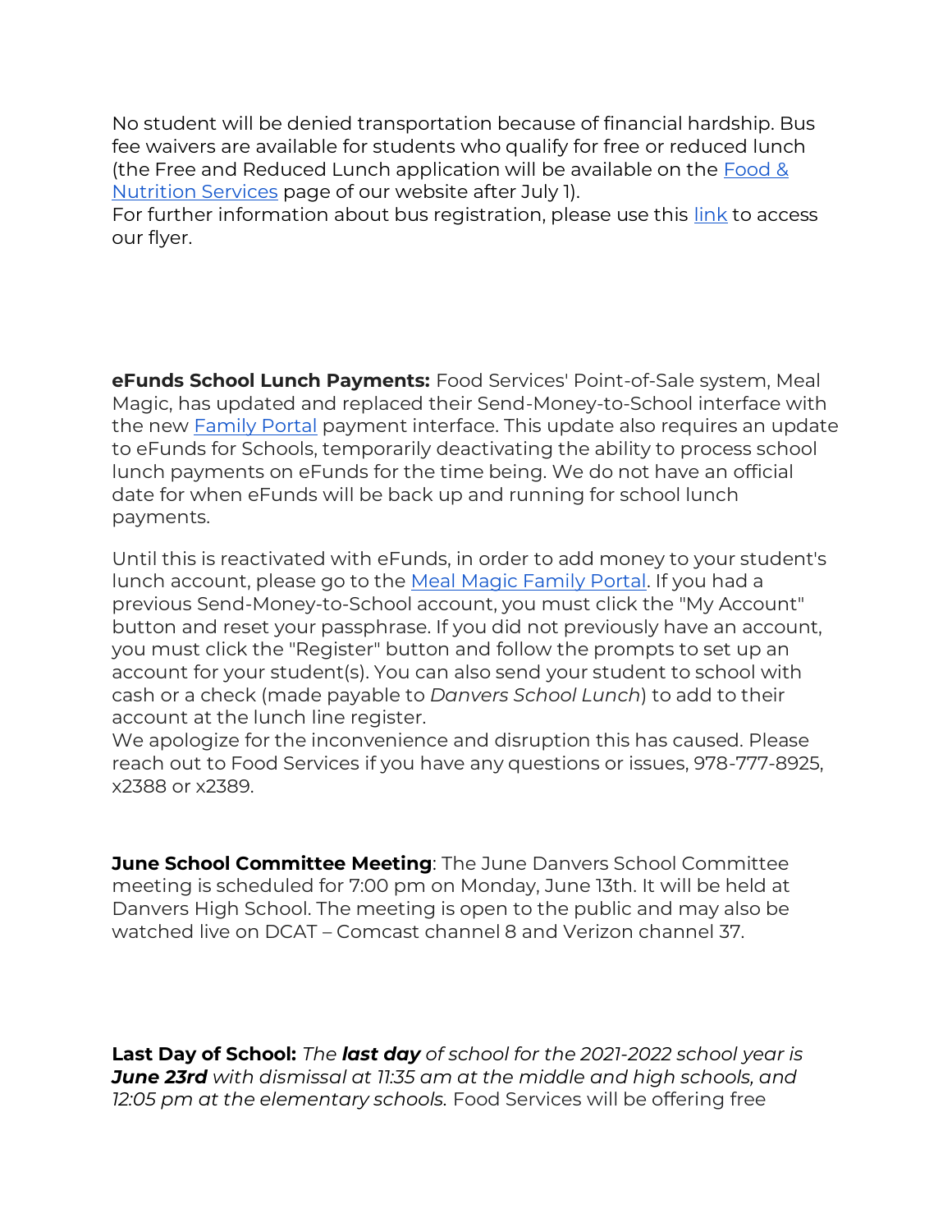No student will be denied transportation because of financial hardship. Bus fee waivers are available for students who qualify for free or reduced lunch (the Free and Reduced Lunch application will be available on the Food & Nutrition Services page of our website after July 1).
For further information about bus registration, please use this link to access our flyer.

**eFunds School Lunch Payments:** Food Services' Point-of-Sale system, Meal Magic, has updated and replaced their Send-Money-to-School interface with the new Family Portal payment interface. This update also requires an update to eFunds for Schools, temporarily deactivating the ability to process school lunch payments on eFunds for the time being. We do not have an official date for when eFunds will be back up and running for school lunch payments.

Until this is reactivated with eFunds, in order to add money to your student's lunch account, please go to the Meal Magic Family Portal. If you had a previous Send-Money-to-School account, you must click the "My Account" button and reset your passphrase. If you did not previously have an account, you must click the "Register" button and follow the prompts to set up an account for your student(s). You can also send your student to school with cash or a check (made payable to *Danvers School Lunch*) to add to their account at the lunch line register.
We apologize for the inconvenience and disruption this has caused. Please reach out to Food Services if you have any questions or issues, 978-777-8925, x2388 or x2389.

**June School Committee Meeting**: The June Danvers School Committee meeting is scheduled for 7:00 pm on Monday, June 13th. It will be held at Danvers High School. The meeting is open to the public and may also be watched live on DCAT – Comcast channel 8 and Verizon channel 37.

**Last Day of School:** *The **last day** of school for the 2021-2022 school year is **June 23rd** with dismissal at 11:35 am at the middle and high schools, and 12:05 pm at the elementary schools.* Food Services will be offering free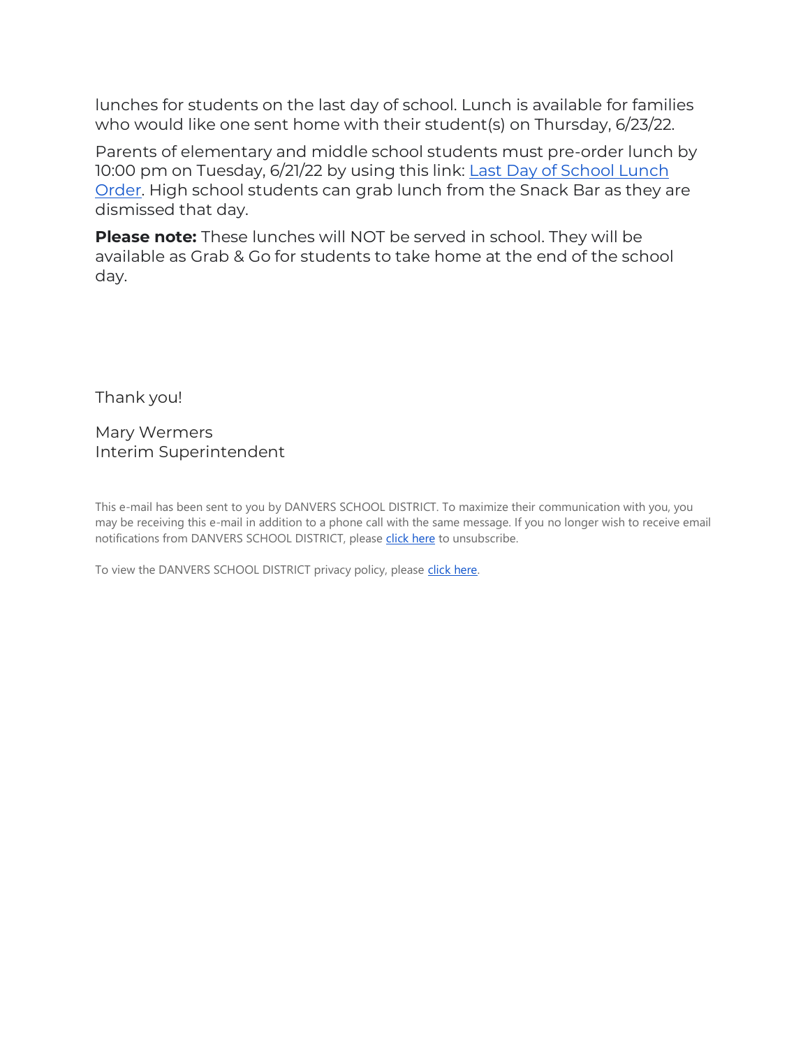lunches for students on the last day of school. Lunch is available for families who would like one sent home with their student(s) on Thursday, 6/23/22.

Parents of elementary and middle school students must pre-order lunch by 10:00 pm on Tuesday, 6/21/22 by using this link: Last Day of School Lunch Order. High school students can grab lunch from the Snack Bar as they are dismissed that day.

**Please note:** These lunches will NOT be served in school. They will be available as Grab & Go for students to take home at the end of the school day.

Thank you!

Mary Wermers
Interim Superintendent

This e-mail has been sent to you by DANVERS SCHOOL DISTRICT. To maximize their communication with you, you may be receiving this e-mail in addition to a phone call with the same message. If you no longer wish to receive email notifications from DANVERS SCHOOL DISTRICT, please click here to unsubscribe.

To view the DANVERS SCHOOL DISTRICT privacy policy, please click here.